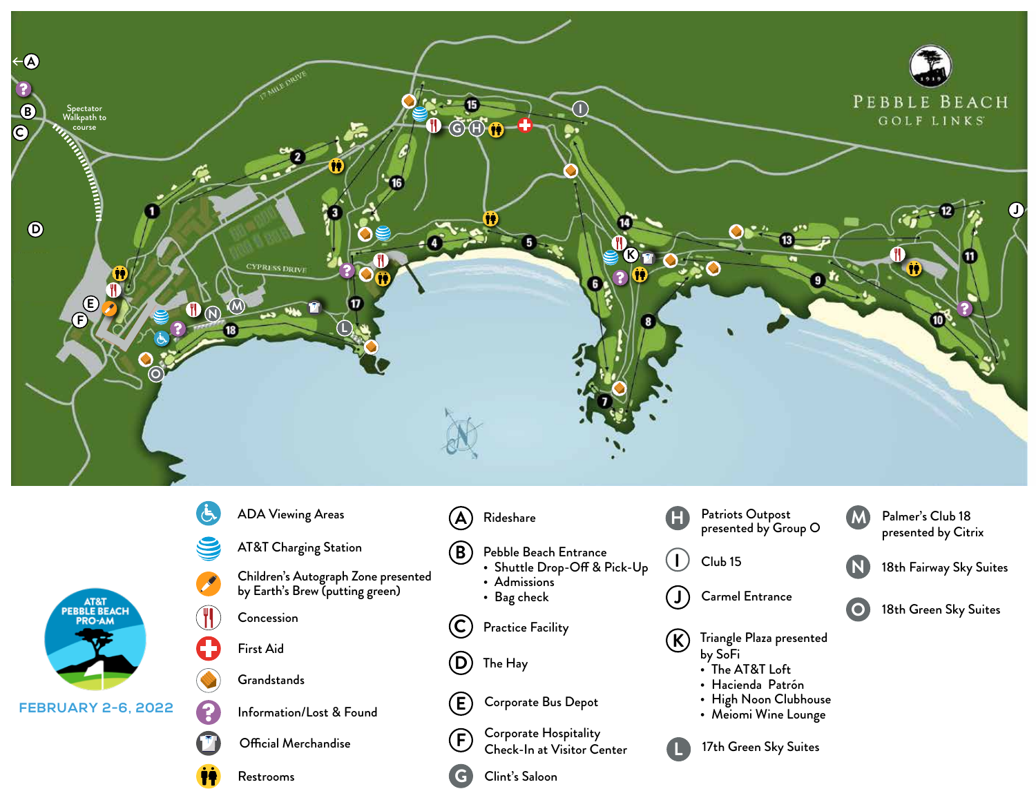# PEBBLE BEACH GOLF LINKS

AT&T PEBBLE BEACH PRO-AM

FEBRUARY 2-6, 2022

- ADA Viewing Areas
- AT&T Charging Station
- Children's Autograph Zone presented by Earth's Brew (putting green)
- Concession
- First Aid
- Grandstands
- Information/Lost & Found
- Official Merchandise
- Restrooms

**A** Rideshare

**B** Pebble Beach Entrance
- Shuttle Drop-Off & Pick-Up
- Admissions
- Bag check

**C** Practice Facility

**D** The Hay

**E** Corporate Bus Depot

**F** Corporate Hospitality Check-In at Visitor Center

**G** Clint's Saloon

**H** Patriots Outpost presented by Group O

**I** Club 15

**J** Carmel Entrance

**K** Triangle Plaza presented by SoFi
- The AT&T Loft
- Hacienda Patrón
- High Noon Clubhouse
- Meiomi Wine Lounge

**L** 17th Green Sky Suites

**M** Palmer's Club 18 presented by Citrix

**N** 18th Fairway Sky Suites

**O** 18th Green Sky Suites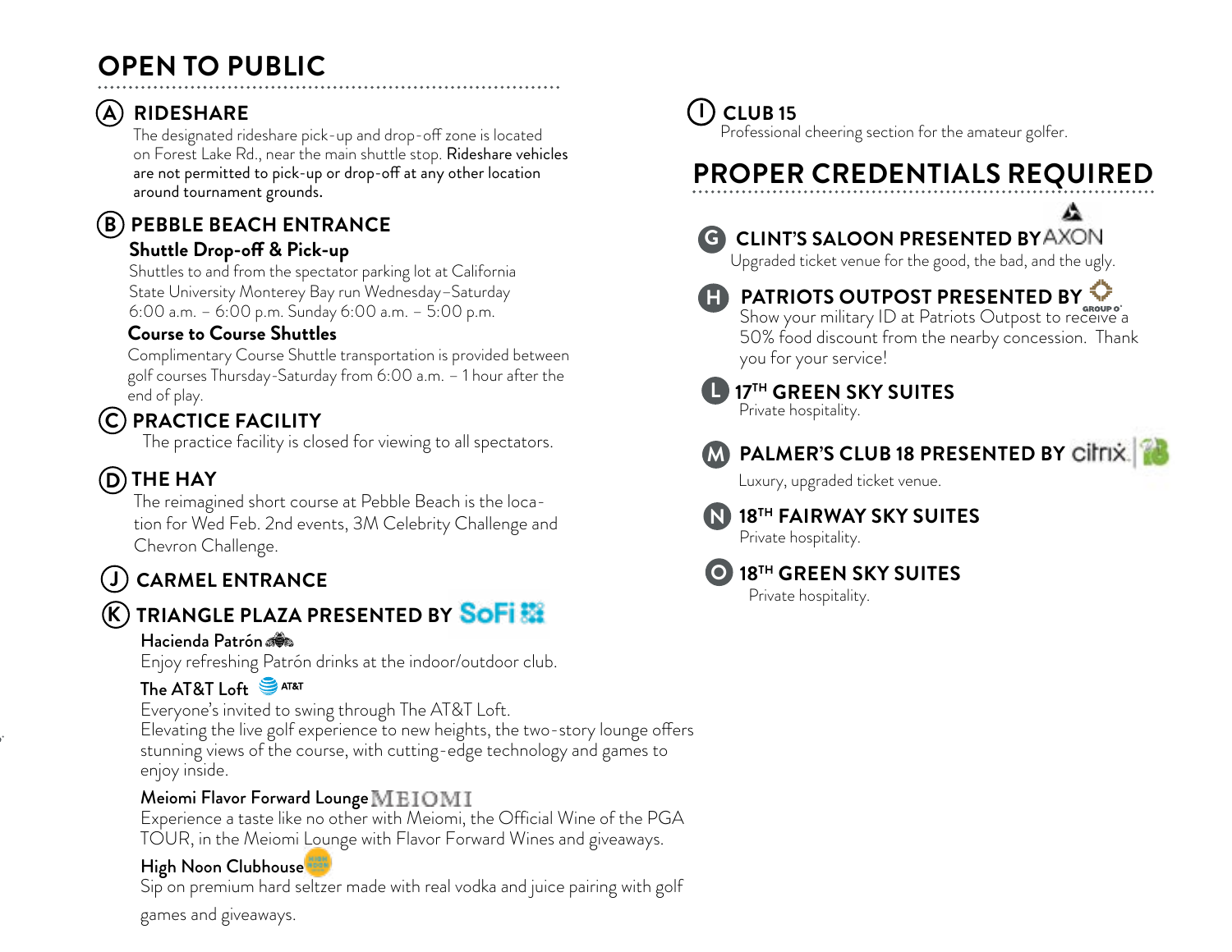## OPEN TO PUBLIC

### (A) RIDESHARE

The designated rideshare pick-up and drop-off zone is located on Forest Lake Rd., near the main shuttle stop. Rideshare vehicles are not permitted to pick-up or drop-off at any other location around tournament grounds.

### (B) PEBBLE BEACH ENTRANCE

**Shuttle Drop-off & Pick-up**

Shuttles to and from the spectator parking lot at California State University Monterey Bay run Wednesday–Saturday 6:00 a.m. – 6:00 p.m. Sunday 6:00 a.m. – 5:00 p.m.

**Course to Course Shuttles**

Complimentary Course Shuttle transportation is provided between golf courses Thursday-Saturday from 6:00 a.m. – 1 hour after the end of play.

### (C) PRACTICE FACILITY

The practice facility is closed for viewing to all spectators.

### (D) THE HAY

The reimagined short course at Pebble Beach is the location for Wed Feb. 2nd events, 3M Celebrity Challenge and Chevron Challenge.

### (J) CARMEL ENTRANCE

### (K) TRIANGLE PLAZA PRESENTED BY SoFi

**Hacienda Patrón**

Enjoy refreshing Patrón drinks at the indoor/outdoor club.

**The AT&T Loft** AT&T

Everyone's invited to swing through The AT&T Loft.
Elevating the live golf experience to new heights, the two-story lounge offers stunning views of the course, with cutting-edge technology and games to enjoy inside.

**Meiomi Flavor Forward Lounge** MEIOMI

Experience a taste like no other with Meiomi, the Official Wine of the PGA TOUR, in the Meiomi Lounge with Flavor Forward Wines and giveaways.

**High Noon Clubhouse**

Sip on premium hard seltzer made with real vodka and juice pairing with golf games and giveaways.

### (I) CLUB 15

Professional cheering section for the amateur golfer.

## PROPER CREDENTIALS REQUIRED

### (G) CLINT'S SALOON PRESENTED BY AXON

Upgraded ticket venue for the good, the bad, and the ugly.

### (H) PATRIOTS OUTPOST PRESENTED BY GROUP O

Show your military ID at Patriots Outpost to receive a 50% food discount from the nearby concession. Thank you for your service!

### (L) 17TH GREEN SKY SUITES

Private hospitality.

### (M) PALMER'S CLUB 18 PRESENTED BY citrix

Luxury, upgraded ticket venue.

### (N) 18TH FAIRWAY SKY SUITES

Private hospitality.

### (O) 18TH GREEN SKY SUITES

Private hospitality.